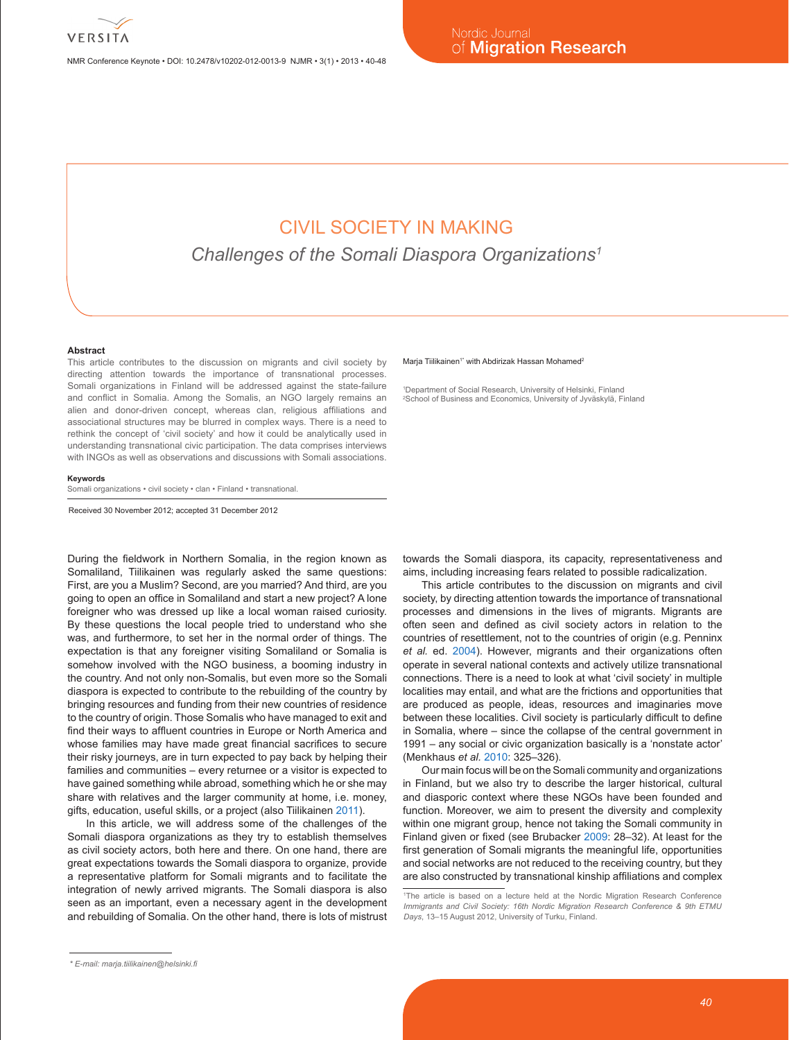# CIVIL SOCIETY IN MAKING

## *Challenges of the Somali Diaspora Organizations*[1]

Marja Tiilikainen[1]* with Abdirizak Hassan Mohamed[2]

[1]Department of Social Research, University of Helsinki, Finland
[2]School of Business and Economics, University of Jyväskylä, Finland

### Abstract

This article contributes to the discussion on migrants and civil society by directing attention towards the importance of transnational processes. Somali organizations in Finland will be addressed against the state-failure and conflict in Somalia. Among the Somalis, an NGO largely remains an alien and donor-driven concept, whereas clan, religious affiliations and associational structures may be blurred in complex ways. There is a need to rethink the concept of 'civil society' and how it could be analytically used in understanding transnational civic participation. The data comprises interviews with INGOs as well as observations and discussions with Somali associations.

### Keywords

Somali organizations • civil society • clan • Finland • transnational.

Received 30 November 2012; accepted 31 December 2012

During the fieldwork in Northern Somalia, in the region known as Somaliland, Tiilikainen was regularly asked the same questions: First, are you a Muslim? Second, are you married? And third, are you going to open an office in Somaliland and start a new project? A lone foreigner who was dressed up like a local woman raised curiosity. By these questions the local people tried to understand who she was, and furthermore, to set her in the normal order of things. The expectation is that any foreigner visiting Somaliland or Somalia is somehow involved with the NGO business, a booming industry in the country. And not only non-Somalis, but even more so the Somali diaspora is expected to contribute to the rebuilding of the country by bringing resources and funding from their new countries of residence to the country of origin. Those Somalis who have managed to exit and find their ways to affluent countries in Europe or North America and whose families may have made great financial sacrifices to secure their risky journeys, are in turn expected to pay back by helping their families and communities – every returnee or a visitor is expected to have gained something while abroad, something which he or she may share with relatives and the larger community at home, i.e. money, gifts, education, useful skills, or a project (also Tiilikainen 2011).

In this article, we will address some of the challenges of the Somali diaspora organizations as they try to establish themselves as civil society actors, both here and there. On one hand, there are great expectations towards the Somali diaspora to organize, provide a representative platform for Somali migrants and to facilitate the integration of newly arrived migrants. The Somali diaspora is also seen as an important, even a necessary agent in the development and rebuilding of Somalia. On the other hand, there is lots of mistrust towards the Somali diaspora, its capacity, representativeness and aims, including increasing fears related to possible radicalization.

This article contributes to the discussion on migrants and civil society, by directing attention towards the importance of transnational processes and dimensions in the lives of migrants. Migrants are often seen and defined as civil society actors in relation to the countries of resettlement, not to the countries of origin (e.g. Penninx *et al.* ed. 2004). However, migrants and their organizations often operate in several national contexts and actively utilize transnational connections. There is a need to look at what 'civil society' in multiple localities may entail, and what are the frictions and opportunities that are produced as people, ideas, resources and imaginaries move between these localities. Civil society is particularly difficult to define in Somalia, where – since the collapse of the central government in 1991 – any social or civic organization basically is a 'nonstate actor' (Menkhaus *et al.* 2010: 325–326).

Our main focus will be on the Somali community and organizations in Finland, but we also try to describe the larger historical, cultural and diasporic context where these NGOs have been founded and function. Moreover, we aim to present the diversity and complexity within one migrant group, hence not taking the Somali community in Finland given or fixed (see Brubacker 2009: 28–32). At least for the first generation of Somali migrants the meaningful life, opportunities and social networks are not reduced to the receiving country, but they are also constructed by transnational kinship affiliations and complex

[1]The article is based on a lecture held at the Nordic Migration Research Conference *Immigrants and Civil Society: 16th Nordic Migration Research Conference & 9th ETMU Days*, 13–15 August 2012, University of Turku, Finland.

\* E-mail: marja.tiilikainen@helsinki.fi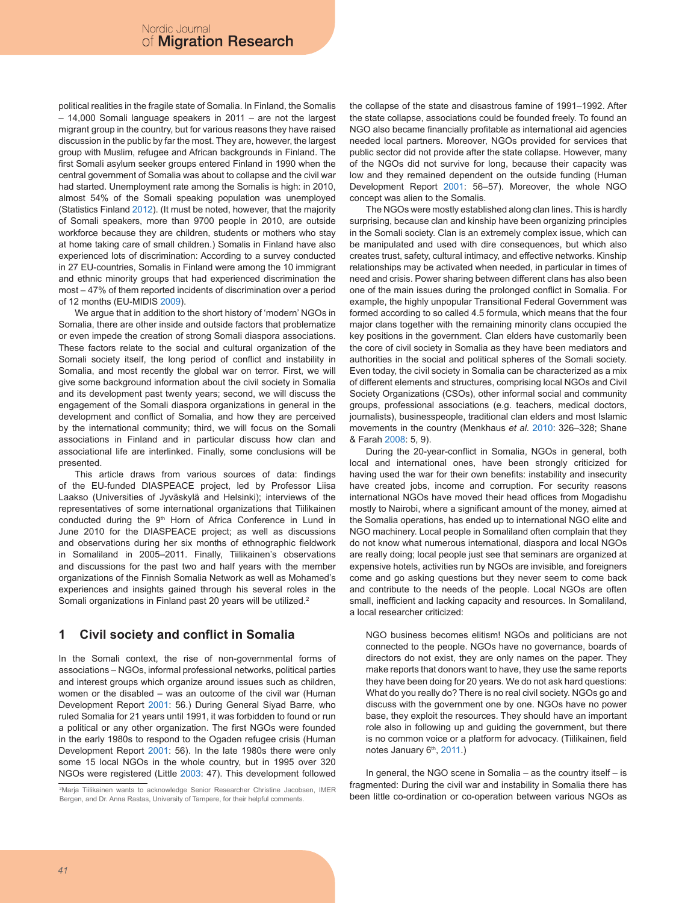political realities in the fragile state of Somalia. In Finland, the Somalis – 14,000 Somali language speakers in 2011 – are not the largest migrant group in the country, but for various reasons they have raised discussion in the public by far the most. They are, however, the largest group with Muslim, refugee and African backgrounds in Finland. The first Somali asylum seeker groups entered Finland in 1990 when the central government of Somalia was about to collapse and the civil war had started. Unemployment rate among the Somalis is high: in 2010, almost 54% of the Somali speaking population was unemployed (Statistics Finland 2012). (It must be noted, however, that the majority of Somali speakers, more than 9700 people in 2010, are outside workforce because they are children, students or mothers who stay at home taking care of small children.) Somalis in Finland have also experienced lots of discrimination: According to a survey conducted in 27 EU-countries, Somalis in Finland were among the 10 immigrant and ethnic minority groups that had experienced discrimination the most – 47% of them reported incidents of discrimination over a period of 12 months (EU-MIDIS 2009).

We argue that in addition to the short history of 'modern' NGOs in Somalia, there are other inside and outside factors that problematize or even impede the creation of strong Somali diaspora associations. These factors relate to the social and cultural organization of the Somali society itself, the long period of conflict and instability in Somalia, and most recently the global war on terror. First, we will give some background information about the civil society in Somalia and its development past twenty years; second, we will discuss the engagement of the Somali diaspora organizations in general in the development and conflict of Somalia, and how they are perceived by the international community; third, we will focus on the Somali associations in Finland and in particular discuss how clan and associational life are interlinked. Finally, some conclusions will be presented.

This article draws from various sources of data: findings of the EU-funded DIASPEACE project, led by Professor Liisa Laakso (Universities of Jyväskylä and Helsinki); interviews of the representatives of some international organizations that Tiilikainen conducted during the 9th Horn of Africa Conference in Lund in June 2010 for the DIASPEACE project; as well as discussions and observations during her six months of ethnographic fieldwork in Somaliland in 2005–2011. Finally, Tiilikainen's observations and discussions for the past two and half years with the member organizations of the Finnish Somalia Network as well as Mohamed's experiences and insights gained through his several roles in the Somali organizations in Finland past 20 years will be utilized.[2]

## 1 Civil society and conflict in Somalia

In the Somali context, the rise of non-governmental forms of associations – NGOs, informal professional networks, political parties and interest groups which organize around issues such as children, women or the disabled – was an outcome of the civil war (Human Development Report 2001: 56.) During General Siyad Barre, who ruled Somalia for 21 years until 1991, it was forbidden to found or run a political or any other organization. The first NGOs were founded in the early 1980s to respond to the Ogaden refugee crisis (Human Development Report 2001: 56). In the late 1980s there were only some 15 local NGOs in the whole country, but in 1995 over 320 NGOs were registered (Little 2003: 47). This development followed the collapse of the state and disastrous famine of 1991–1992. After the state collapse, associations could be founded freely. To found an NGO also became financially profitable as international aid agencies needed local partners. Moreover, NGOs provided for services that public sector did not provide after the state collapse. However, many of the NGOs did not survive for long, because their capacity was low and they remained dependent on the outside funding (Human Development Report 2001: 56–57). Moreover, the whole NGO concept was alien to the Somalis.

The NGOs were mostly established along clan lines. This is hardly surprising, because clan and kinship have been organizing principles in the Somali society. Clan is an extremely complex issue, which can be manipulated and used with dire consequences, but which also creates trust, safety, cultural intimacy, and effective networks. Kinship relationships may be activated when needed, in particular in times of need and crisis. Power sharing between different clans has also been one of the main issues during the prolonged conflict in Somalia. For example, the highly unpopular Transitional Federal Government was formed according to so called 4.5 formula, which means that the four major clans together with the remaining minority clans occupied the key positions in the government. Clan elders have customarily been the core of civil society in Somalia as they have been mediators and authorities in the social and political spheres of the Somali society. Even today, the civil society in Somalia can be characterized as a mix of different elements and structures, comprising local NGOs and Civil Society Organizations (CSOs), other informal social and community groups, professional associations (e.g. teachers, medical doctors, journalists), businesspeople, traditional clan elders and most Islamic movements in the country (Menkhaus *et al*. 2010: 326–328; Shane & Farah 2008: 5, 9).

During the 20-year-conflict in Somalia, NGOs in general, both local and international ones, have been strongly criticized for having used the war for their own benefits: instability and insecurity have created jobs, income and corruption. For security reasons international NGOs have moved their head offices from Mogadishu mostly to Nairobi, where a significant amount of the money, aimed at the Somalia operations, has ended up to international NGO elite and NGO machinery. Local people in Somaliland often complain that they do not know what numerous international, diaspora and local NGOs are really doing; local people just see that seminars are organized at expensive hotels, activities run by NGOs are invisible, and foreigners come and go asking questions but they never seem to come back and contribute to the needs of the people. Local NGOs are often small, inefficient and lacking capacity and resources. In Somaliland, a local researcher criticized:

> NGO business becomes elitism! NGOs and politicians are not connected to the people. NGOs have no governance, boards of directors do not exist, they are only names on the paper. They make reports that donors want to have, they use the same reports they have been doing for 20 years. We do not ask hard questions: What do you really do? There is no real civil society. NGOs go and discuss with the government one by one. NGOs have no power base, they exploit the resources. They should have an important role also in following up and guiding the government, but there is no common voice or a platform for advocacy. (Tiilikainen, field notes January 6th, 2011.)

In general, the NGO scene in Somalia – as the country itself – is fragmented: During the civil war and instability in Somalia there has been little co-ordination or co-operation between various NGOs as

[2] Marja Tiilikainen wants to acknowledge Senior Researcher Christine Jacobsen, IMER Bergen, and Dr. Anna Rastas, University of Tampere, for their helpful comments.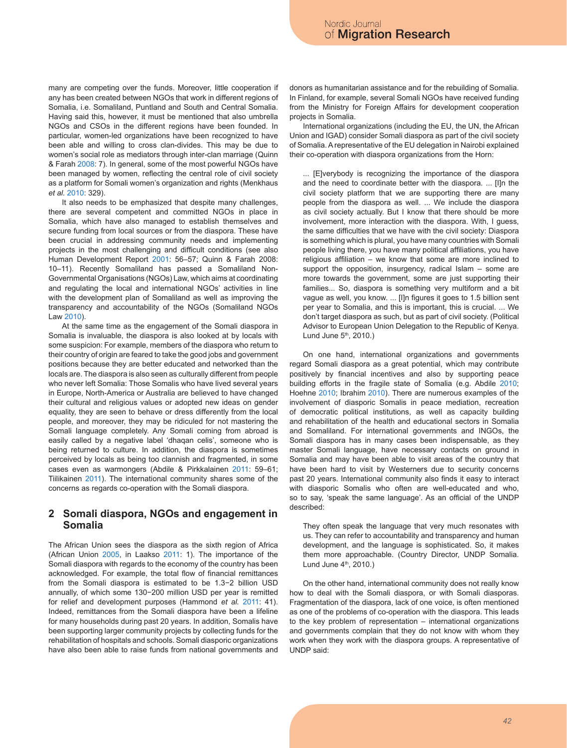many are competing over the funds. Moreover, little cooperation if any has been created between NGOs that work in different regions of Somalia, i.e. Somaliland, Puntland and South and Central Somalia. Having said this, however, it must be mentioned that also umbrella NGOs and CSOs in the different regions have been founded. In particular, women-led organizations have been recognized to have been able and willing to cross clan-divides. This may be due to women's social role as mediators through inter-clan marriage (Quinn & Farah 2008: 7). In general, some of the most powerful NGOs have been managed by women, reflecting the central role of civil society as a platform for Somali women's organization and rights (Menkhaus *et al.* 2010: 329).

It also needs to be emphasized that despite many challenges, there are several competent and committed NGOs in place in Somalia, which have also managed to establish themselves and secure funding from local sources or from the diaspora. These have been crucial in addressing community needs and implementing projects in the most challenging and difficult conditions (see also Human Development Report 2001: 56–57; Quinn & Farah 2008: 10–11). Recently Somaliland has passed a Somaliland Non-Governmental Organisations (NGOs) Law, which aims at coordinating and regulating the local and international NGOs' activities in line with the development plan of Somaliland as well as improving the transparency and accountability of the NGOs (Somaliland NGOs Law 2010).

At the same time as the engagement of the Somali diaspora in Somalia is invaluable, the diaspora is also looked at by locals with some suspicion: For example, members of the diaspora who return to their country of origin are feared to take the good jobs and government positions because they are better educated and networked than the locals are. The diaspora is also seen as culturally different from people who never left Somalia: Those Somalis who have lived several years in Europe, North-America or Australia are believed to have changed their cultural and religious values or adopted new ideas on gender equality, they are seen to behave or dress differently from the local people, and moreover, they may be ridiculed for not mastering the Somali language completely. Any Somali coming from abroad is easily called by a negative label 'dhaqan celis', someone who is being returned to culture. In addition, the diaspora is sometimes perceived by locals as being too clannish and fragmented, in some cases even as warmongers (Abdile & Pirkkalainen 2011: 59–61; Tiilikainen 2011). The international community shares some of the concerns as regards co-operation with the Somali diaspora.

## 2 Somali diaspora, NGOs and engagement in Somalia

The African Union sees the diaspora as the sixth region of Africa (African Union 2005, in Laakso 2011: 1). The importance of the Somali diaspora with regards to the economy of the country has been acknowledged. For example, the total flow of financial remittances from the Somali diaspora is estimated to be 1.3−2 billion USD annually, of which some 130−200 million USD per year is remitted for relief and development purposes (Hammond *et al.* 2011: 41). Indeed, remittances from the Somali diaspora have been a lifeline for many households during past 20 years. In addition, Somalis have been supporting larger community projects by collecting funds for the rehabilitation of hospitals and schools. Somali diasporic organizations have also been able to raise funds from national governments and donors as humanitarian assistance and for the rebuilding of Somalia. In Finland, for example, several Somali NGOs have received funding from the Ministry for Foreign Affairs for development cooperation projects in Somalia.

International organizations (including the EU, the UN, the African Union and IGAD) consider Somali diaspora as part of the civil society of Somalia. A representative of the EU delegation in Nairobi explained their co-operation with diaspora organizations from the Horn:

> ... [E]verybody is recognizing the importance of the diaspora and the need to coordinate better with the diaspora. ... [I]n the civil society platform that we are supporting there are many people from the diaspora as well. ... We include the diaspora as civil society actually. But I know that there should be more involvement, more interaction with the diaspora. With, I guess, the same difficulties that we have with the civil society: Diaspora is something which is plural, you have many countries with Somali people living there, you have many political affiliations, you have religious affiliation – we know that some are more inclined to support the opposition, insurgency, radical Islam – some are more towards the government, some are just supporting their families... So, diaspora is something very multiform and a bit vague as well, you know. ... [I]n figures it goes to 1.5 billion sent per year to Somalia, and this is important, this is crucial. ... We don't target diaspora as such, but as part of civil society. (Political Advisor to European Union Delegation to the Republic of Kenya. Lund June 5th, 2010.)

On one hand, international organizations and governments regard Somali diaspora as a great potential, which may contribute positively by financial incentives and also by supporting peace building efforts in the fragile state of Somalia (e.g. Abdile 2010; Hoehne 2010; Ibrahim 2010). There are numerous examples of the involvement of diasporic Somalis in peace mediation, recreation of democratic political institutions, as well as capacity building and rehabilitation of the health and educational sectors in Somalia and Somaliland. For international governments and INGOs, the Somali diaspora has in many cases been indispensable, as they master Somali language, have necessary contacts on ground in Somalia and may have been able to visit areas of the country that have been hard to visit by Westerners due to security concerns past 20 years. International community also finds it easy to interact with diasporic Somalis who often are well-educated and who, so to say, 'speak the same language'. As an official of the UNDP described:

> They often speak the language that very much resonates with us. They can refer to accountability and transparency and human development, and the language is sophisticated. So, it makes them more approachable. (Country Director, UNDP Somalia. Lund June 4th, 2010.)

On the other hand, international community does not really know how to deal with the Somali diaspora, or with Somali diasporas. Fragmentation of the diaspora, lack of one voice, is often mentioned as one of the problems of co-operation with the diaspora. This leads to the key problem of representation – international organizations and governments complain that they do not know with whom they work when they work with the diaspora groups. A representative of UNDP said: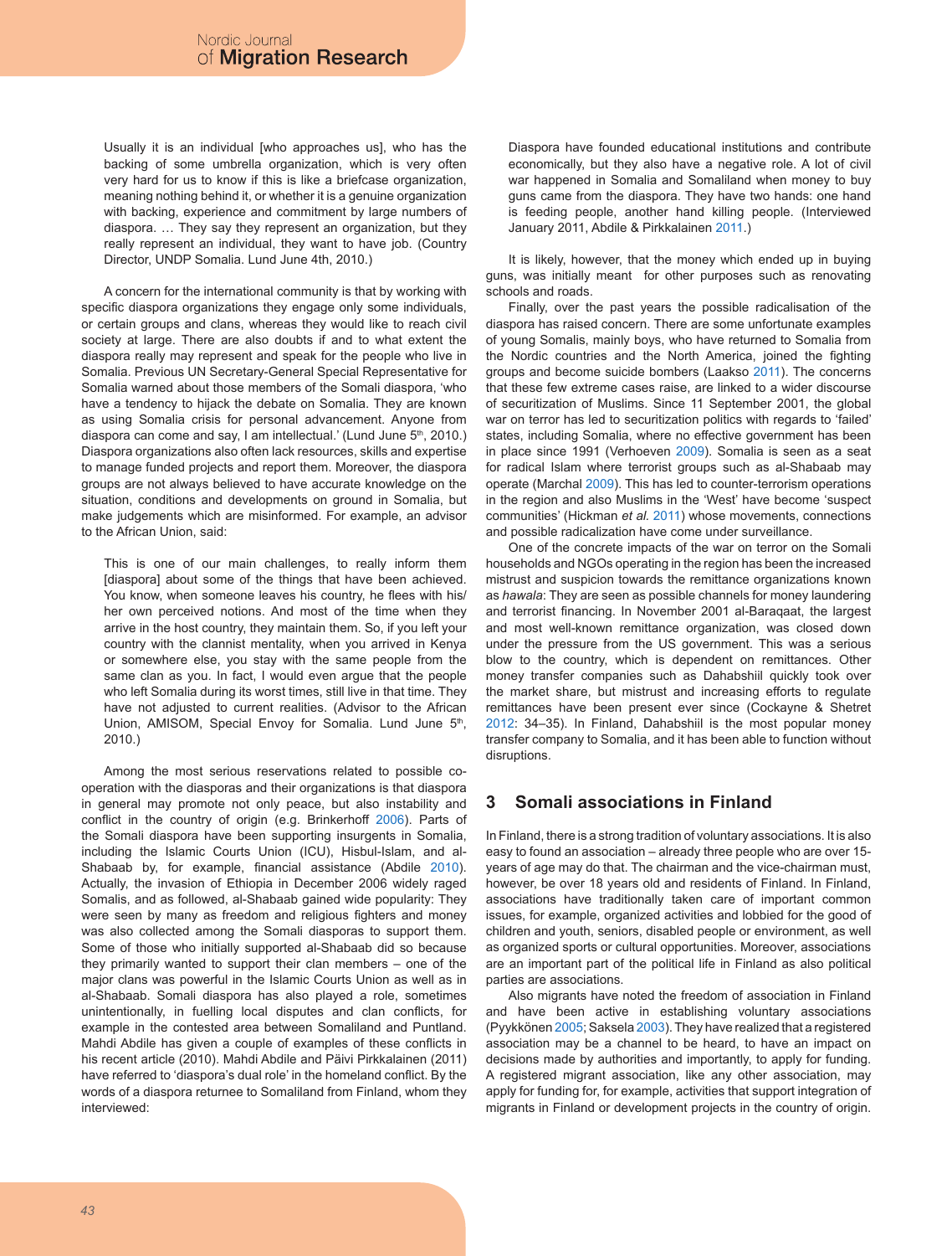> Usually it is an individual [who approaches us], who has the backing of some umbrella organization, which is very often very hard for us to know if this is like a briefcase organization, meaning nothing behind it, or whether it is a genuine organization with backing, experience and commitment by large numbers of diaspora. … They say they represent an organization, but they really represent an individual, they want to have job. (Country Director, UNDP Somalia. Lund June 4th, 2010.)

A concern for the international community is that by working with specific diaspora organizations they engage only some individuals, or certain groups and clans, whereas they would like to reach civil society at large. There are also doubts if and to what extent the diaspora really may represent and speak for the people who live in Somalia. Previous UN Secretary-General Special Representative for Somalia warned about those members of the Somali diaspora, 'who have a tendency to hijack the debate on Somalia. They are known as using Somalia crisis for personal advancement. Anyone from diaspora can come and say, I am intellectual.' (Lund June 5th, 2010.) Diaspora organizations also often lack resources, skills and expertise to manage funded projects and report them. Moreover, the diaspora groups are not always believed to have accurate knowledge on the situation, conditions and developments on ground in Somalia, but make judgements which are misinformed. For example, an advisor to the African Union, said:

> This is one of our main challenges, to really inform them [diaspora] about some of the things that have been achieved. You know, when someone leaves his country, he flees with his/her own perceived notions. And most of the time when they arrive in the host country, they maintain them. So, if you left your country with the clannist mentality, when you arrived in Kenya or somewhere else, you stay with the same people from the same clan as you. In fact, I would even argue that the people who left Somalia during its worst times, still live in that time. They have not adjusted to current realities. (Advisor to the African Union, AMISOM, Special Envoy for Somalia. Lund June 5th, 2010.)

Among the most serious reservations related to possible co-operation with the diasporas and their organizations is that diaspora in general may promote not only peace, but also instability and conflict in the country of origin (e.g. Brinkerhoff 2006). Parts of the Somali diaspora have been supporting insurgents in Somalia, including the Islamic Courts Union (ICU), Hisbul-Islam, and al-Shabaab by, for example, financial assistance (Abdile 2010). Actually, the invasion of Ethiopia in December 2006 widely raged Somalis, and as followed, al-Shabaab gained wide popularity: They were seen by many as freedom and religious fighters and money was also collected among the Somali diasporas to support them. Some of those who initially supported al-Shabaab did so because they primarily wanted to support their clan members – one of the major clans was powerful in the Islamic Courts Union as well as in al-Shabaab. Somali diaspora has also played a role, sometimes unintentionally, in fuelling local disputes and clan conflicts, for example in the contested area between Somaliland and Puntland. Mahdi Abdile has given a couple of examples of these conflicts in his recent article (2010). Mahdi Abdile and Päivi Pirkkalainen (2011) have referred to 'diaspora's dual role' in the homeland conflict. By the words of a diaspora returnee to Somaliland from Finland, whom they interviewed:

> Diaspora have founded educational institutions and contribute economically, but they also have a negative role. A lot of civil war happened in Somalia and Somaliland when money to buy guns came from the diaspora. They have two hands: one hand is feeding people, another hand killing people. (Interviewed January 2011, Abdile & Pirkkalainen 2011.)

It is likely, however, that the money which ended up in buying guns, was initially meant for other purposes such as renovating schools and roads.

Finally, over the past years the possible radicalisation of the diaspora has raised concern. There are some unfortunate examples of young Somalis, mainly boys, who have returned to Somalia from the Nordic countries and the North America, joined the fighting groups and become suicide bombers (Laakso 2011). The concerns that these few extreme cases raise, are linked to a wider discourse of securitization of Muslims. Since 11 September 2001, the global war on terror has led to securitization politics with regards to 'failed' states, including Somalia, where no effective government has been in place since 1991 (Verhoeven 2009). Somalia is seen as a seat for radical Islam where terrorist groups such as al-Shabaab may operate (Marchal 2009). This has led to counter-terrorism operations in the region and also Muslims in the 'West' have become 'suspect communities' (Hickman *et al.* 2011) whose movements, connections and possible radicalization have come under surveillance.

One of the concrete impacts of the war on terror on the Somali households and NGOs operating in the region has been the increased mistrust and suspicion towards the remittance organizations known as *hawala*: They are seen as possible channels for money laundering and terrorist financing. In November 2001 al-Baraqaat, the largest and most well-known remittance organization, was closed down under the pressure from the US government. This was a serious blow to the country, which is dependent on remittances. Other money transfer companies such as Dahabshiil quickly took over the market share, but mistrust and increasing efforts to regulate remittances have been present ever since (Cockayne & Shetret 2012: 34–35). In Finland, Dahabshiil is the most popular money transfer company to Somalia, and it has been able to function without disruptions.

## 3 Somali associations in Finland

In Finland, there is a strong tradition of voluntary associations. It is also easy to found an association – already three people who are over 15-years of age may do that. The chairman and the vice-chairman must, however, be over 18 years old and residents of Finland. In Finland, associations have traditionally taken care of important common issues, for example, organized activities and lobbied for the good of children and youth, seniors, disabled people or environment, as well as organized sports or cultural opportunities. Moreover, associations are an important part of the political life in Finland as also political parties are associations.

Also migrants have noted the freedom of association in Finland and have been active in establishing voluntary associations (Pyykkönen 2005; Saksela 2003). They have realized that a registered association may be a channel to be heard, to have an impact on decisions made by authorities and importantly, to apply for funding. A registered migrant association, like any other association, may apply for funding for, for example, activities that support integration of migrants in Finland or development projects in the country of origin.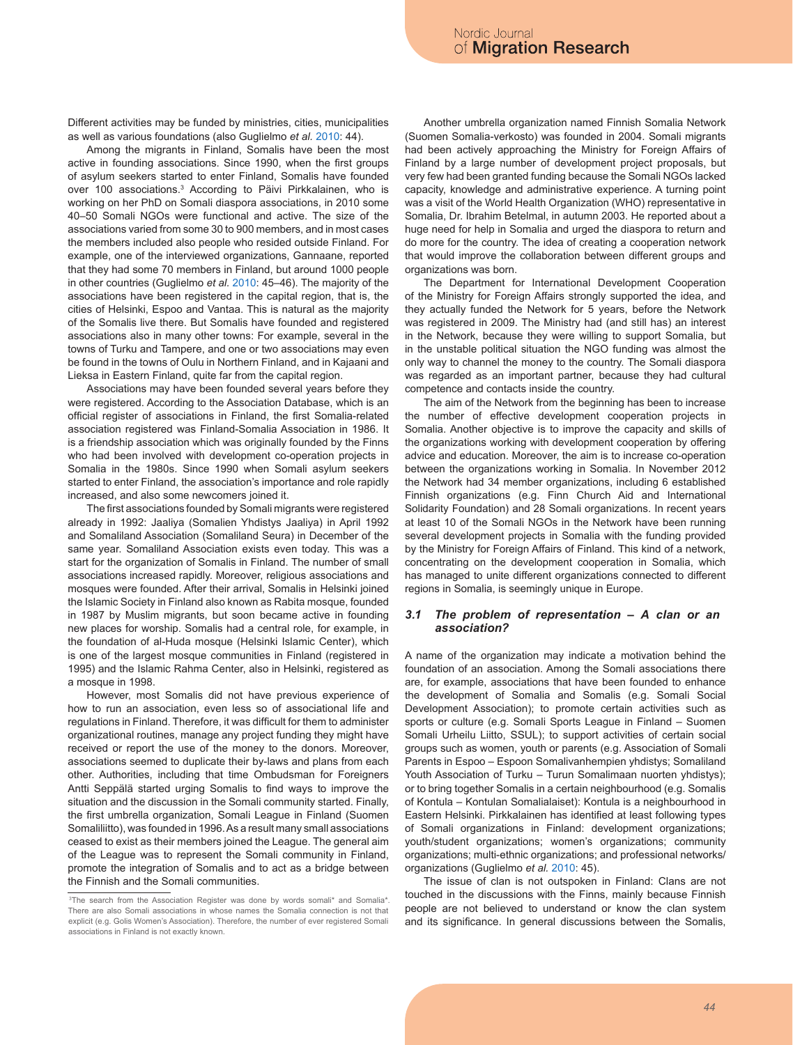Different activities may be funded by ministries, cities, municipalities as well as various foundations (also Guglielmo *et al.* 2010: 44).

Among the migrants in Finland, Somalis have been the most active in founding associations. Since 1990, when the first groups of asylum seekers started to enter Finland, Somalis have founded over 100 associations.[3] According to Päivi Pirkkalainen, who is working on her PhD on Somali diaspora associations, in 2010 some 40–50 Somali NGOs were functional and active. The size of the associations varied from some 30 to 900 members, and in most cases the members included also people who resided outside Finland. For example, one of the interviewed organizations, Gannaane, reported that they had some 70 members in Finland, but around 1000 people in other countries (Guglielmo *et al.* 2010: 45–46). The majority of the associations have been registered in the capital region, that is, the cities of Helsinki, Espoo and Vantaa. This is natural as the majority of the Somalis live there. But Somalis have founded and registered associations also in many other towns: For example, several in the towns of Turku and Tampere, and one or two associations may even be found in the towns of Oulu in Northern Finland, and in Kajaani and Lieksa in Eastern Finland, quite far from the capital region.

Associations may have been founded several years before they were registered. According to the Association Database, which is an official register of associations in Finland, the first Somalia-related association registered was Finland-Somalia Association in 1986. It is a friendship association which was originally founded by the Finns who had been involved with development co-operation projects in Somalia in the 1980s. Since 1990 when Somali asylum seekers started to enter Finland, the association's importance and role rapidly increased, and also some newcomers joined it.

The first associations founded by Somali migrants were registered already in 1992: Jaaliya (Somalien Yhdistys Jaaliya) in April 1992 and Somaliland Association (Somaliland Seura) in December of the same year. Somaliland Association exists even today. This was a start for the organization of Somalis in Finland. The number of small associations increased rapidly. Moreover, religious associations and mosques were founded. After their arrival, Somalis in Helsinki joined the Islamic Society in Finland also known as Rabita mosque, founded in 1987 by Muslim migrants, but soon became active in founding new places for worship. Somalis had a central role, for example, in the foundation of al-Huda mosque (Helsinki Islamic Center), which is one of the largest mosque communities in Finland (registered in 1995) and the Islamic Rahma Center, also in Helsinki, registered as a mosque in 1998.

However, most Somalis did not have previous experience of how to run an association, even less so of associational life and regulations in Finland. Therefore, it was difficult for them to administer organizational routines, manage any project funding they might have received or report the use of the money to the donors. Moreover, associations seemed to duplicate their by-laws and plans from each other. Authorities, including that time Ombudsman for Foreigners Antti Seppälä started urging Somalis to find ways to improve the situation and the discussion in the Somali community started. Finally, the first umbrella organization, Somali League in Finland (Suomen Somaliliitto), was founded in 1996. As a result many small associations ceased to exist as their members joined the League. The general aim of the League was to represent the Somali community in Finland, promote the integration of Somalis and to act as a bridge between the Finnish and the Somali communities.

Another umbrella organization named Finnish Somalia Network (Suomen Somalia-verkosto) was founded in 2004. Somali migrants had been actively approaching the Ministry for Foreign Affairs of Finland by a large number of development project proposals, but very few had been granted funding because the Somali NGOs lacked capacity, knowledge and administrative experience. A turning point was a visit of the World Health Organization (WHO) representative in Somalia, Dr. Ibrahim Betelmal, in autumn 2003. He reported about a huge need for help in Somalia and urged the diaspora to return and do more for the country. The idea of creating a cooperation network that would improve the collaboration between different groups and organizations was born.

The Department for International Development Cooperation of the Ministry for Foreign Affairs strongly supported the idea, and they actually funded the Network for 5 years, before the Network was registered in 2009. The Ministry had (and still has) an interest in the Network, because they were willing to support Somalia, but in the unstable political situation the NGO funding was almost the only way to channel the money to the country. The Somali diaspora was regarded as an important partner, because they had cultural competence and contacts inside the country.

The aim of the Network from the beginning has been to increase the number of effective development cooperation projects in Somalia. Another objective is to improve the capacity and skills of the organizations working with development cooperation by offering advice and education. Moreover, the aim is to increase co-operation between the organizations working in Somalia. In November 2012 the Network had 34 member organizations, including 6 established Finnish organizations (e.g. Finn Church Aid and International Solidarity Foundation) and 28 Somali organizations. In recent years at least 10 of the Somali NGOs in the Network have been running several development projects in Somalia with the funding provided by the Ministry for Foreign Affairs of Finland. This kind of a network, concentrating on the development cooperation in Somalia, which has managed to unite different organizations connected to different regions in Somalia, is seemingly unique in Europe.

### 3.1 The problem of representation – A clan or an association?

A name of the organization may indicate a motivation behind the foundation of an association. Among the Somali associations there are, for example, associations that have been founded to enhance the development of Somalia and Somalis (e.g. Somali Social Development Association); to promote certain activities such as sports or culture (e.g. Somali Sports League in Finland – Suomen Somali Urheilu Liitto, SSUL); to support activities of certain social groups such as women, youth or parents (e.g. Association of Somali Parents in Espoo – Espoon Somalivanhempien yhdistys; Somaliland Youth Association of Turku – Turun Somalimaan nuorten yhdistys); or to bring together Somalis in a certain neighbourhood (e.g. Somalis of Kontula – Kontulan Somalialaiset): Kontula is a neighbourhood in Eastern Helsinki. Pirkkalainen has identified at least following types of Somali organizations in Finland: development organizations; youth/student organizations; women's organizations; community organizations; multi-ethnic organizations; and professional networks/organizations (Guglielmo *et al.* 2010: 45).

The issue of clan is not outspoken in Finland: Clans are not touched in the discussions with the Finns, mainly because Finnish people are not believed to understand or know the clan system and its significance. In general discussions between the Somalis,

[3] The search from the Association Register was done by words somali* and Somalia*. There are also Somali associations in whose names the Somalia connection is not that explicit (e.g. Golis Women's Association). Therefore, the number of ever registered Somali associations in Finland is not exactly known.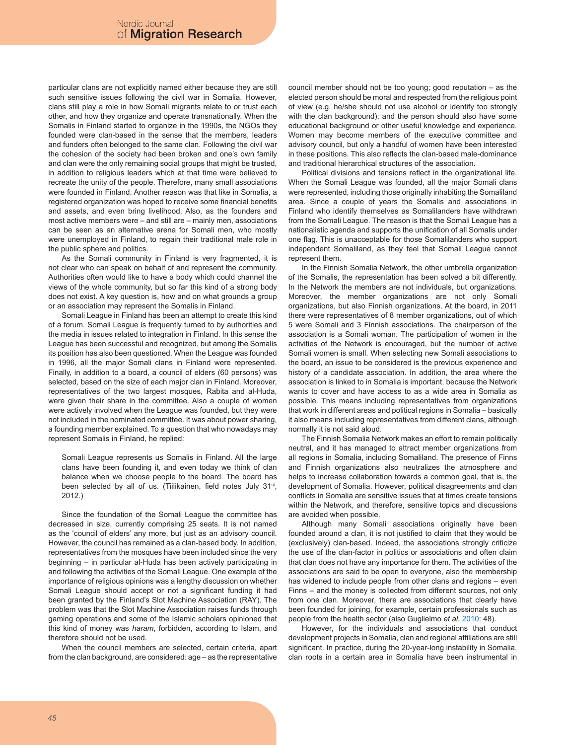particular clans are not explicitly named either because they are still such sensitive issues following the civil war in Somalia. However, clans still play a role in how Somali migrants relate to or trust each other, and how they organize and operate transnationally. When the Somalis in Finland started to organize in the 1990s, the NGOs they founded were clan-based in the sense that the members, leaders and funders often belonged to the same clan. Following the civil war the cohesion of the society had been broken and one's own family and clan were the only remaining social groups that might be trusted, in addition to religious leaders which at that time were believed to recreate the unity of the people. Therefore, many small associations were founded in Finland. Another reason was that like in Somalia, a registered organization was hoped to receive some financial benefits and assets, and even bring livelihood. Also, as the founders and most active members were – and still are – mainly men, associations can be seen as an alternative arena for Somali men, who mostly were unemployed in Finland, to regain their traditional male role in the public sphere and politics.

As the Somali community in Finland is very fragmented, it is not clear who can speak on behalf of and represent the community. Authorities often would like to have a body which could channel the views of the whole community, but so far this kind of a strong body does not exist. A key question is, how and on what grounds a group or an association may represent the Somalis in Finland.

Somali League in Finland has been an attempt to create this kind of a forum. Somali League is frequently turned to by authorities and the media in issues related to integration in Finland. In this sense the League has been successful and recognized, but among the Somalis its position has also been questioned. When the League was founded in 1996, all the major Somali clans in Finland were represented. Finally, in addition to a board, a council of elders (60 persons) was selected, based on the size of each major clan in Finland. Moreover, representatives of the two largest mosques, Rabita and al-Huda, were given their share in the committee. Also a couple of women were actively involved when the League was founded, but they were not included in the nominated committee. It was about power sharing, a founding member explained. To a question that who nowadays may represent Somalis in Finland, he replied:

> Somali League represents us Somalis in Finland. All the large clans have been founding it, and even today we think of clan balance when we choose people to the board. The board has been selected by all of us. (Tiilikainen, field notes July 31st, 2012.)

Since the foundation of the Somali League the committee has decreased in size, currently comprising 25 seats. It is not named as the 'council of elders' any more, but just as an advisory council. However, the council has remained as a clan-based body. In addition, representatives from the mosques have been included since the very beginning – in particular al-Huda has been actively participating in and following the activities of the Somali League. One example of the importance of religious opinions was a lengthy discussion on whether Somali League should accept or not a significant funding it had been granted by the Finland's Slot Machine Association (RAY). The problem was that the Slot Machine Association raises funds through gaming operations and some of the Islamic scholars opinioned that this kind of money was *haram*, forbidden, according to Islam, and therefore should not be used.

When the council members are selected, certain criteria, apart from the clan background, are considered: age – as the representative council member should not be too young; good reputation – as the elected person should be moral and respected from the religious point of view (e.g. he/she should not use alcohol or identify too strongly with the clan background); and the person should also have some educational background or other useful knowledge and experience. Women may become members of the executive committee and advisory council, but only a handful of women have been interested in these positions. This also reflects the clan-based male-dominance and traditional hierarchical structures of the association.

Political divisions and tensions reflect in the organizational life. When the Somali League was founded, all the major Somali clans were represented, including those originally inhabiting the Somaliland area. Since a couple of years the Somalis and associations in Finland who identify themselves as Somalilanders have withdrawn from the Somali League. The reason is that the Somali League has a nationalistic agenda and supports the unification of all Somalis under one flag. This is unacceptable for those Somalilanders who support independent Somaliland, as they feel that Somali League cannot represent them.

In the Finnish Somalia Network, the other umbrella organization of the Somalis, the representation has been solved a bit differently. In the Network the members are not individuals, but organizations. Moreover, the member organizations are not only Somali organizations, but also Finnish organizations. At the board, in 2011 there were representatives of 8 member organizations, out of which 5 were Somali and 3 Finnish associations. The chairperson of the association is a Somali woman. The participation of women in the activities of the Network is encouraged, but the number of active Somali women is small. When selecting new Somali associations to the board, an issue to be considered is the previous experience and history of a candidate association. In addition, the area where the association is linked to in Somalia is important, because the Network wants to cover and have access to as a wide area in Somalia as possible. This means including representatives from organizations that work in different areas and political regions in Somalia – basically it also means including representatives from different clans, although normally it is not said aloud.

The Finnish Somalia Network makes an effort to remain politically neutral, and it has managed to attract member organizations from all regions in Somalia, including Somaliland. The presence of Finns and Finnish organizations also neutralizes the atmosphere and helps to increase collaboration towards a common goal, that is, the development of Somalia. However, political disagreements and clan conflicts in Somalia are sensitive issues that at times create tensions within the Network, and therefore, sensitive topics and discussions are avoided when possible.

Although many Somali associations originally have been founded around a clan, it is not justified to claim that they would be (exclusively) clan-based. Indeed, the associations strongly criticize the use of the clan-factor in politics or associations and often claim that clan does not have any importance for them. The activities of the associations are said to be open to everyone, also the membership has widened to include people from other clans and regions – even Finns – and the money is collected from different sources, not only from one clan. Moreover, there are associations that clearly have been founded for joining, for example, certain professionals such as people from the health sector (also Guglielmo *et al.* 2010: 48).

However, for the individuals and associations that conduct development projects in Somalia, clan and regional affiliations are still significant. In practice, during the 20-year-long instability in Somalia, clan roots in a certain area in Somalia have been instrumental in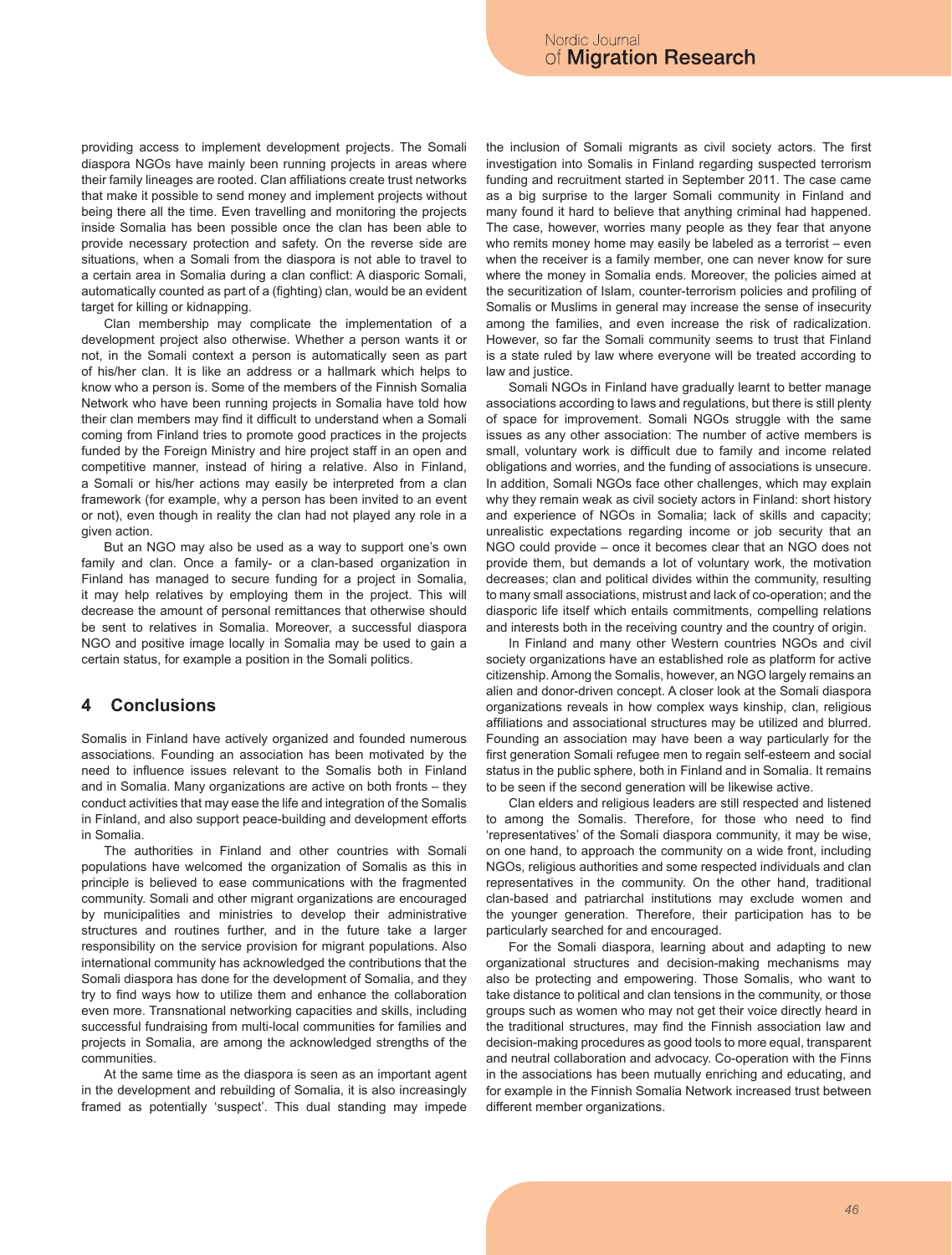providing access to implement development projects. The Somali diaspora NGOs have mainly been running projects in areas where their family lineages are rooted. Clan affiliations create trust networks that make it possible to send money and implement projects without being there all the time. Even travelling and monitoring the projects inside Somalia has been possible once the clan has been able to provide necessary protection and safety. On the reverse side are situations, when a Somali from the diaspora is not able to travel to a certain area in Somalia during a clan conflict: A diasporic Somali, automatically counted as part of a (fighting) clan, would be an evident target for killing or kidnapping.

Clan membership may complicate the implementation of a development project also otherwise. Whether a person wants it or not, in the Somali context a person is automatically seen as part of his/her clan. It is like an address or a hallmark which helps to know who a person is. Some of the members of the Finnish Somalia Network who have been running projects in Somalia have told how their clan members may find it difficult to understand when a Somali coming from Finland tries to promote good practices in the projects funded by the Foreign Ministry and hire project staff in an open and competitive manner, instead of hiring a relative. Also in Finland, a Somali or his/her actions may easily be interpreted from a clan framework (for example, why a person has been invited to an event or not), even though in reality the clan had not played any role in a given action.

But an NGO may also be used as a way to support one's own family and clan. Once a family- or a clan-based organization in Finland has managed to secure funding for a project in Somalia, it may help relatives by employing them in the project. This will decrease the amount of personal remittances that otherwise should be sent to relatives in Somalia. Moreover, a successful diaspora NGO and positive image locally in Somalia may be used to gain a certain status, for example a position in the Somali politics.

## 4 Conclusions

Somalis in Finland have actively organized and founded numerous associations. Founding an association has been motivated by the need to influence issues relevant to the Somalis both in Finland and in Somalia. Many organizations are active on both fronts – they conduct activities that may ease the life and integration of the Somalis in Finland, and also support peace-building and development efforts in Somalia.

The authorities in Finland and other countries with Somali populations have welcomed the organization of Somalis as this in principle is believed to ease communications with the fragmented community. Somali and other migrant organizations are encouraged by municipalities and ministries to develop their administrative structures and routines further, and in the future take a larger responsibility on the service provision for migrant populations. Also international community has acknowledged the contributions that the Somali diaspora has done for the development of Somalia, and they try to find ways how to utilize them and enhance the collaboration even more. Transnational networking capacities and skills, including successful fundraising from multi-local communities for families and projects in Somalia, are among the acknowledged strengths of the communities.

At the same time as the diaspora is seen as an important agent in the development and rebuilding of Somalia, it is also increasingly framed as potentially 'suspect'. This dual standing may impede the inclusion of Somali migrants as civil society actors. The first investigation into Somalis in Finland regarding suspected terrorism funding and recruitment started in September 2011. The case came as a big surprise to the larger Somali community in Finland and many found it hard to believe that anything criminal had happened. The case, however, worries many people as they fear that anyone who remits money home may easily be labeled as a terrorist – even when the receiver is a family member, one can never know for sure where the money in Somalia ends. Moreover, the policies aimed at the securitization of Islam, counter-terrorism policies and profiling of Somalis or Muslims in general may increase the sense of insecurity among the families, and even increase the risk of radicalization. However, so far the Somali community seems to trust that Finland is a state ruled by law where everyone will be treated according to law and justice.

Somali NGOs in Finland have gradually learnt to better manage associations according to laws and regulations, but there is still plenty of space for improvement. Somali NGOs struggle with the same issues as any other association: The number of active members is small, voluntary work is difficult due to family and income related obligations and worries, and the funding of associations is unsecure. In addition, Somali NGOs face other challenges, which may explain why they remain weak as civil society actors in Finland: short history and experience of NGOs in Somalia; lack of skills and capacity; unrealistic expectations regarding income or job security that an NGO could provide – once it becomes clear that an NGO does not provide them, but demands a lot of voluntary work, the motivation decreases; clan and political divides within the community, resulting to many small associations, mistrust and lack of co-operation; and the diasporic life itself which entails commitments, compelling relations and interests both in the receiving country and the country of origin.

In Finland and many other Western countries NGOs and civil society organizations have an established role as platform for active citizenship. Among the Somalis, however, an NGO largely remains an alien and donor-driven concept. A closer look at the Somali diaspora organizations reveals in how complex ways kinship, clan, religious affiliations and associational structures may be utilized and blurred. Founding an association may have been a way particularly for the first generation Somali refugee men to regain self-esteem and social status in the public sphere, both in Finland and in Somalia. It remains to be seen if the second generation will be likewise active.

Clan elders and religious leaders are still respected and listened to among the Somalis. Therefore, for those who need to find 'representatives' of the Somali diaspora community, it may be wise, on one hand, to approach the community on a wide front, including NGOs, religious authorities and some respected individuals and clan representatives in the community. On the other hand, traditional clan-based and patriarchal institutions may exclude women and the younger generation. Therefore, their participation has to be particularly searched for and encouraged.

For the Somali diaspora, learning about and adapting to new organizational structures and decision-making mechanisms may also be protecting and empowering. Those Somalis, who want to take distance to political and clan tensions in the community, or those groups such as women who may not get their voice directly heard in the traditional structures, may find the Finnish association law and decision-making procedures as good tools to more equal, transparent and neutral collaboration and advocacy. Co-operation with the Finns in the associations has been mutually enriching and educating, and for example in the Finnish Somalia Network increased trust between different member organizations.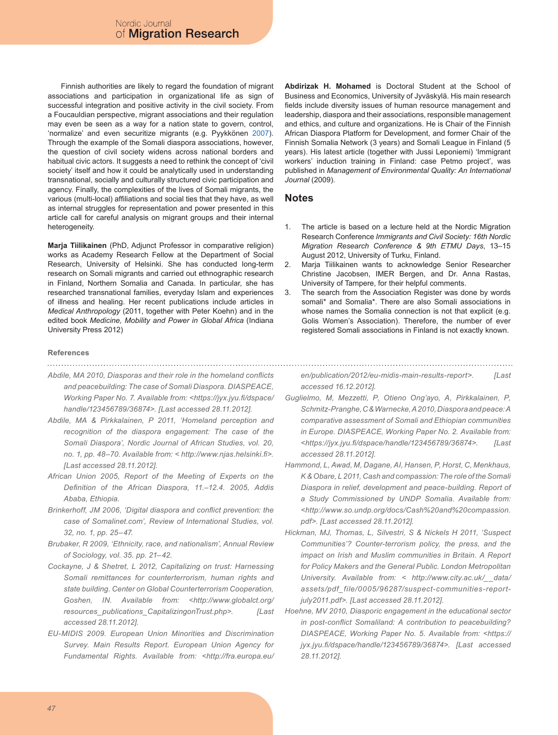Finnish authorities are likely to regard the foundation of migrant associations and participation in organizational life as sign of successful integration and positive activity in the civil society. From a Foucauldian perspective, migrant associations and their regulation may even be seen as a way for a nation state to govern, control, 'normalize' and even securitize migrants (e.g. Pyykkönen 2007). Through the example of the Somali diaspora associations, however, the question of civil society widens across national borders and habitual civic actors. It suggests a need to rethink the concept of 'civil society' itself and how it could be analytically used in understanding transnational, socially and culturally structured civic participation and agency. Finally, the complexities of the lives of Somali migrants, the various (multi-local) affiliations and social ties that they have, as well as internal struggles for representation and power presented in this article call for careful analysis on migrant groups and their internal heterogeneity.

**Marja Tiilikainen** (PhD, Adjunct Professor in comparative religion) works as Academy Research Fellow at the Department of Social Research, University of Helsinki. She has conducted long-term research on Somali migrants and carried out ethnographic research in Finland, Northern Somalia and Canada. In particular, she has researched transnational families, everyday Islam and experiences of illness and healing. Her recent publications include articles in *Medical Anthropology* (2011, together with Peter Koehn) and in the edited book *Medicine, Mobility and Power in Global Africa* (Indiana University Press 2012)

**Abdirizak H. Mohamed** is Doctoral Student at the School of Business and Economics, University of Jyväskylä. His main research fields include diversity issues of human resource management and leadership, diaspora and their associations, responsible management and ethics, and culture and organizations. He is Chair of the Finnish African Diaspora Platform for Development, and former Chair of the Finnish Somalia Network (3 years) and Somali League in Finland (5 years). His latest article (together with Jussi Leponiemi) 'Immigrant workers' induction training in Finland: case Petmo project', was published in *Management of Environmental Quality: An International Journal* (2009).

## Notes

1. The article is based on a lecture held at the Nordic Migration Research Conference *Immigrants and Civil Society: 16th Nordic Migration Research Conference & 9th ETMU Days*, 13–15 August 2012, University of Turku, Finland.
2. Marja Tiilikainen wants to acknowledge Senior Researcher Christine Jacobsen, IMER Bergen, and Dr. Anna Rastas, University of Tampere, for their helpful comments.
3. The search from the Association Register was done by words somali* and Somalia*. There are also Somali associations in whose names the Somalia connection is not that explicit (e.g. Golis Women's Association). Therefore, the number of ever registered Somali associations in Finland is not exactly known.

### References

*Abdile, MA 2010, Diasporas and their role in the homeland conflicts and peacebuilding: The case of Somali Diaspora. DIASPEACE, Working Paper No. 7. Available from: <https://jyx.jyu.fi/dspace/handle/123456789/36874>. [Last accessed 28.11.2012].*

*Abdile, MA & Pirkkalainen, P 2011, 'Homeland perception and recognition of the diaspora engagement: The case of the Somali Diaspora', Nordic Journal of African Studies, vol. 20, no. 1, pp. 48–70. Available from: < http://www.njas.helsinki.fi>. [Last accessed 28.11.2012].*

*African Union 2005, Report of the Meeting of Experts on the Definition of the African Diaspora, 11.–12.4. 2005, Addis Ababa, Ethiopia.*

*Brinkerhoff, JM 2006, 'Digital diaspora and conflict prevention: the case of Somalinet.com', Review of International Studies, vol. 32, no. 1, pp. 25–47.*

*Brubaker, R 2009, 'Ethnicity, race, and nationalism', Annual Review of Sociology, vol. 35. pp. 21–42.*

*Cockayne, J & Shetret, L 2012, Capitalizing on trust: Harnessing Somali remittances for counterterrorism, human rights and state building. Center on Global Counterterrorism Cooperation, Goshen, IN. Available from: <http://www.globalct.org/resources_publications_CapitalizingonTrust.php>. [Last accessed 28.11.2012].*

*EU-MIDIS 2009. European Union Minorities and Discrimination Survey. Main Results Report. European Union Agency for Fundamental Rights. Available from: <http://fra.europa.eu/en/publication/2012/eu-midis-main-results-report>. [Last accessed 16.12.2012].*

*Guglielmo, M, Mezzetti, P, Otieno Ong'ayo, A, Pirkkalainen, P, Schmitz-Pranghe, C & Warnecke, A 2010, Diaspora and peace: A comparative assessment of Somali and Ethiopian communities in Europe. DIASPEACE, Working Paper No. 2. Available from: <https://jyx.jyu.fi/dspace/handle/123456789/36874>. [Last accessed 28.11.2012].*

*Hammond, L, Awad, M, Dagane, AI, Hansen, P, Horst, C, Menkhaus, K & Obare, L 2011, Cash and compassion: The role of the Somali Diaspora in relief, development and peace-building. Report of a Study Commissioned by UNDP Somalia. Available from: <http://www.so.undp.org/docs/Cash%20and%20compassion.pdf>. [Last accessed 28.11.2012].*

*Hickman, MJ, Thomas, L, Silvestri, S & Nickels H 2011, 'Suspect Communities'? Counter-terrorism policy, the press, and the impact on Irish and Muslim communities in Britain. A Report for Policy Makers and the General Public. London Metropolitan University. Available from: < http://www.city.ac.uk/__data/assets/pdf_file/0005/96287/suspect-communities-report-july2011.pdf>. [Last accessed 28.11.2012].*

*Hoehne, MV 2010, Diasporic engagement in the educational sector in post-conflict Somaliland: A contribution to peacebuilding? DIASPEACE, Working Paper No. 5. Available from: <https://jyx.jyu.fi/dspace/handle/123456789/36874>. [Last accessed 28.11.2012].*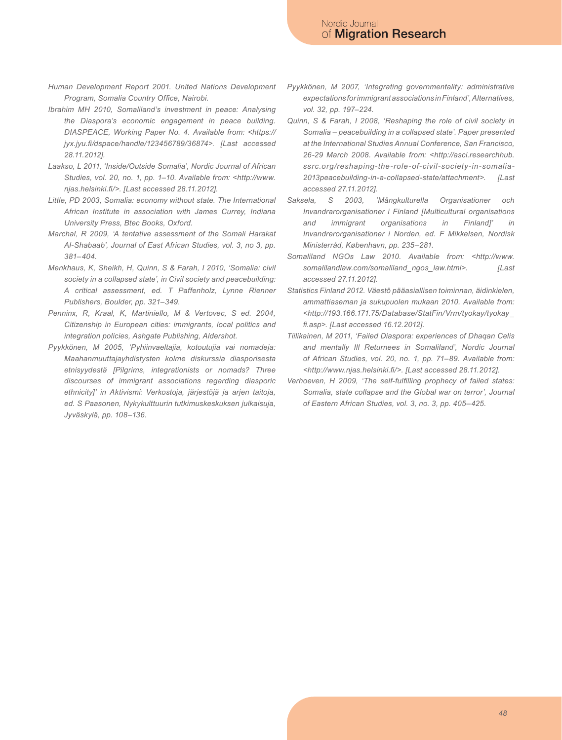*Human Development Report 2001. United Nations Development Program, Somalia Country Office, Nairobi.*

*Ibrahim MH 2010, Somaliland's investment in peace: Analysing the Diaspora's economic engagement in peace building. DIASPEACE, Working Paper No. 4. Available from: <https://jyx.jyu.fi/dspace/handle/123456789/36874>. [Last accessed 28.11.2012].*

*Laakso, L 2011, 'Inside/Outside Somalia', Nordic Journal of African Studies, vol. 20, no. 1, pp. 1–10. Available from: <http://www.njas.helsinki.fi/>. [Last accessed 28.11.2012].*

*Little, PD 2003, Somalia: economy without state. The International African Institute in association with James Currey, Indiana University Press, Btec Books, Oxford.*

*Marchal, R 2009, 'A tentative assessment of the Somali Harakat Al-Shabaab', Journal of East African Studies, vol. 3, no 3, pp. 381–404.*

*Menkhaus, K, Sheikh, H, Quinn, S & Farah, I 2010, 'Somalia: civil society in a collapsed state', in Civil society and peacebuilding: A critical assessment, ed. T Paffenholz, Lynne Rienner Publishers, Boulder, pp. 321–349.*

*Penninx, R, Kraal, K, Martiniello, M & Vertovec, S ed. 2004, Citizenship in European cities: immigrants, local politics and integration policies, Ashgate Publishing, Aldershot.*

*Pyykkönen, M 2005, 'Pyhiinvaeltajia, kotoutujia vai nomadeja: Maahanmuuttajayhdistysten kolme diskurssia diasporisesta etnisyydestä [Pilgrims, integrationists or nomads? Three discourses of immigrant associations regarding diasporic ethnicity]' in Aktivismi: Verkostoja, järjestöjä ja arjen taitoja, ed. S Paasonen, Nykykulttuurin tutkimuskeskuksen julkaisuja, Jyväskylä, pp. 108–136.*

*Pyykkönen, M 2007, 'Integrating governmentality: administrative expectations for immigrant associations in Finland', Alternatives, vol. 32, pp. 197–224.*

*Quinn, S & Farah, I 2008, 'Reshaping the role of civil society in Somalia – peacebuilding in a collapsed state'. Paper presented at the International Studies Annual Conference, San Francisco, 26-29 March 2008. Available from: <http://asci.researchhub.ssrc.org/reshaping-the-role-of-civil-society-in-somalia-2013peacebuilding-in-a-collapsed-state/attachment>. [Last accessed 27.11.2012].*

*Saksela, S 2003, 'Mångkulturella Organisationer och Invandrarorganisationer i Finland [Multicultural organisations and immigrant organisations in Finland]' in Invandrerorganisationer i Norden, ed. F Mikkelsen, Nordisk Ministerråd, København, pp. 235–281.*

*Somaliland NGOs Law 2010. Available from: <http://www.somalilandlaw.com/somaliland_ngos_law.html>. [Last accessed 27.11.2012].*

*Statistics Finland 2012. Väestö pääasiallisen toiminnan, äidinkielen, ammattiaseman ja sukupuolen mukaan 2010. Available from: <http://193.166.171.75/Database/StatFin/Vrm/tyokay/tyokay_fi.asp>. [Last accessed 16.12.2012].*

*Tiilikainen, M 2011, 'Failed Diaspora: experiences of Dhaqan Celis and mentally Ill Returnees in Somaliland', Nordic Journal of African Studies, vol. 20, no. 1, pp. 71–89. Available from: <http://www.njas.helsinki.fi/>. [Last accessed 28.11.2012].*

*Verhoeven, H 2009, 'The self-fulfilling prophecy of failed states: Somalia, state collapse and the Global war on terror', Journal of Eastern African Studies, vol. 3, no. 3, pp. 405–425.*